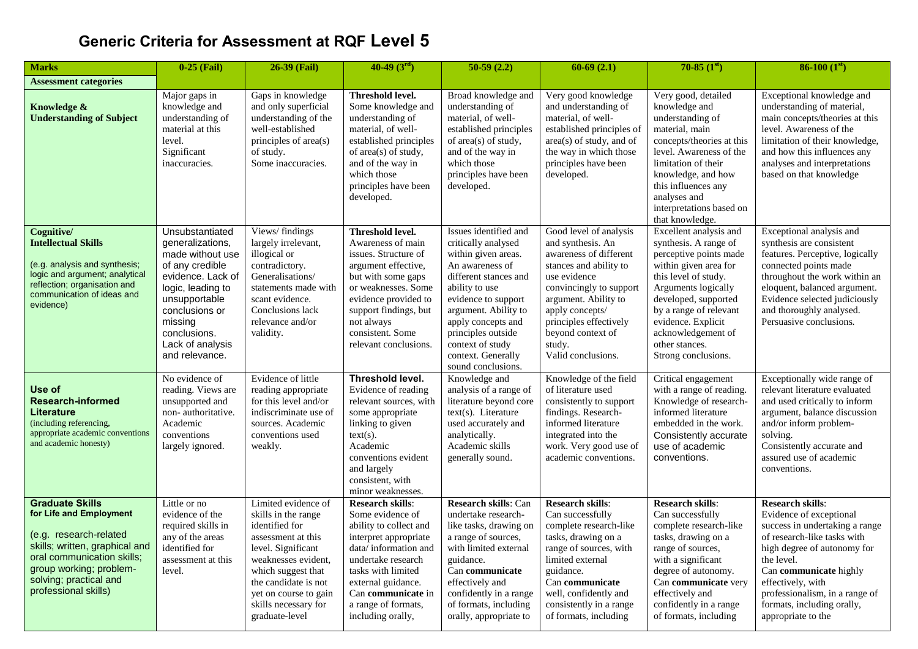# Generic Criteria for Assessment at RQF Level 5

| **Marks** | **0-25 (Fail)** | **26-39 (Fail)** | **40-49 (3rd)** | **50-59 (2.2)** | **60-69 (2.1)** | **70-85 (1st)** | **86-100 (1st)** |
|---|---|---|---|---|---|---|---|
| **Assessment categories** | | | | | | | |
| **Knowledge & Understanding of Subject** | Major gaps in knowledge and understanding of material at this level. Significant inaccuracies. | Gaps in knowledge and only superficial understanding of the well-established principles of area(s) of study. Some inaccuracies. | **Threshold level.** Some knowledge and understanding of material, of well-established principles of area(s) of study, and of the way in which those principles have been developed. | Broad knowledge and understanding of material, of well-established principles of area(s) of study, and of the way in which those principles have been developed. | Very good knowledge and understanding of material, of well-established principles of area(s) of study, and of the way in which those principles have been developed. | Very good, detailed knowledge and understanding of material, main concepts/theories at this level. Awareness of the limitation of their knowledge, and how this influences any analyses and interpretations based on that knowledge. | Exceptional knowledge and understanding of material, main concepts/theories at this level. Awareness of the limitation of their knowledge, and how this influences any analyses and interpretations based on that knowledge |
| **Cognitive/ Intellectual Skills** (e.g. analysis and synthesis; logic and argument; analytical reflection; organisation and communication of ideas and evidence) | Unsubstantiated generalizations, made without use of any credible evidence. Lack of logic, leading to unsupportable conclusions or missing conclusions. Lack of analysis and relevance. | Views/ findings largely irrelevant, illogical or contradictory. Generalisations/ statements made with scant evidence. Conclusions lack relevance and/or validity. | **Threshold level.** Awareness of main issues. Structure of argument effective, but with some gaps or weaknesses. Some evidence provided to support findings, but not always consistent. Some relevant conclusions. | Issues identified and critically analysed within given areas. An awareness of different stances and ability to use evidence to support argument. Ability to apply concepts and principles outside context of study context. Generally sound conclusions. | Good level of analysis and synthesis. An awareness of different stances and ability to use evidence convincingly to support argument. Ability to apply concepts/ principles effectively beyond context of study. Valid conclusions. | Excellent analysis and synthesis. A range of perceptive points made within given area for this level of study. Arguments logically developed, supported by a range of relevant evidence. Explicit acknowledgement of other stances. Strong conclusions. | Exceptional analysis and synthesis are consistent features. Perceptive, logically connected points made throughout the work within an eloquent, balanced argument. Evidence selected judiciously and thoroughly analysed. Persuasive conclusions. |
| **Use of Research-informed Literature** (including referencing, appropriate academic conventions and academic honesty) | No evidence of reading. Views are unsupported and non- authoritative. Academic conventions largely ignored. | Evidence of little reading appropriate for this level and/or indiscriminate use of sources. Academic conventions used weakly. | **Threshold level.** Evidence of reading relevant sources, with some appropriate linking to given text(s). Academic conventions evident and largely consistent, with minor weaknesses. | Knowledge and analysis of a range of literature beyond core text(s). Literature used accurately and analytically. Academic skills generally sound. | Knowledge of the field of literature used consistently to support findings. Research-informed literature integrated into the work. Very good use of academic conventions. | Critical engagement with a range of reading. Knowledge of research-informed literature embedded in the work. Consistently accurate use of academic conventions. | Exceptionally wide range of relevant literature evaluated and used critically to inform argument, balance discussion and/or inform problem-solving. Consistently accurate and assured use of academic conventions. |
| **Graduate Skills for Life and Employment** (e.g. research-related skills; written, graphical and oral communication skills; group working; problem-solving; practical and professional skills) | Little or no evidence of the required skills in any of the areas identified for assessment at this level. | Limited evidence of skills in the range identified for assessment at this level. Significant weaknesses evident, which suggest that the candidate is not yet on course to gain skills necessary for graduate-level | **Research skills**: Some evidence of ability to collect and interpret appropriate data/ information and undertake research tasks with limited external guidance. Can **communicate** in a range of formats, including orally, | **Research skills**: Can undertake research-like tasks, drawing on a range of sources, with limited external guidance. Can **communicate** effectively and confidently in a range of formats, including orally, appropriate to | **Research skills**: Can successfully complete research-like tasks, drawing on a range of sources, with limited external guidance. Can **communicate** well, confidently and consistently in a range of formats, including | **Research skills**: Can successfully complete research-like tasks, drawing on a range of sources, with a significant degree of autonomy. Can **communicate** very effectively and confidently in a range of formats, including | **Research skills**: Evidence of exceptional success in undertaking a range of research-like tasks with high degree of autonomy for the level. Can **communicate** highly effectively, with professionalism, in a range of formats, including orally, appropriate to the |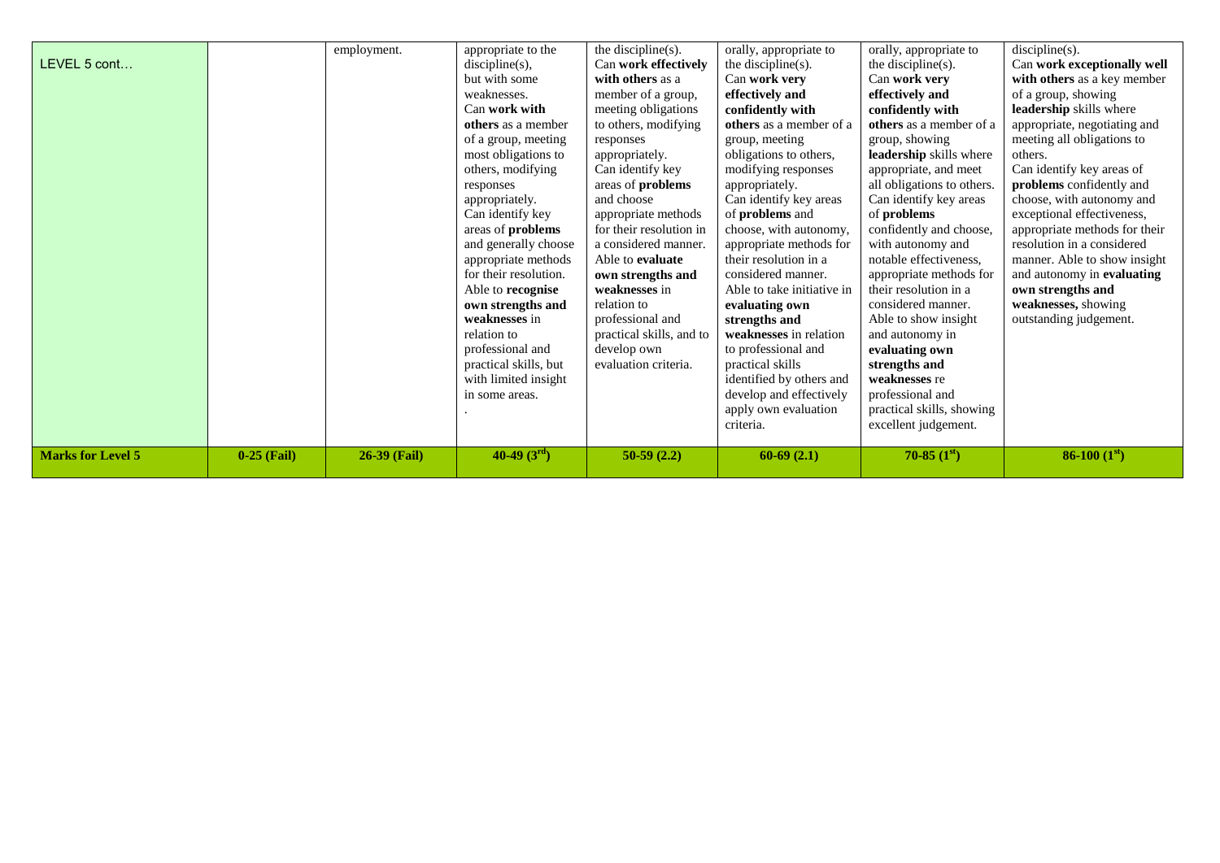| | | | | | | | |
|---|---|---|---|---|---|---|---|
| LEVEL 5 cont… | | employment. | appropriate to the discipline(s), but with some weaknesses. Can **work with others** as a member of a group, meeting most obligations to others, modifying responses appropriately. Can identify key areas of **problems** and generally choose appropriate methods for their resolution. Able to **recognise own strengths and weaknesses** in relation to professional and practical skills, but with limited insight in some areas. . | the discipline(s). Can **work effectively with others** as a member of a group, meeting obligations to others, modifying responses appropriately. Can identify key areas of **problems** and choose appropriate methods for their resolution in a considered manner. Able to **evaluate own strengths and weaknesses** in relation to professional and practical skills, and to develop own evaluation criteria. | orally, appropriate to the discipline(s). Can **work very effectively and confidently with others** as a member of a group, meeting obligations to others, modifying responses appropriately. Can identify key areas of **problems** and choose, with autonomy, appropriate methods for their resolution in a considered manner. Able to take initiative in **evaluating own strengths and weaknesses** in relation to professional and practical skills identified by others and develop and effectively apply own evaluation criteria. | orally, appropriate to the discipline(s). Can **work very effectively and confidently with others** as a member of a group, showing **leadership** skills where appropriate, and meet all obligations to others. Can identify key areas of **problems** confidently and choose, with autonomy and notable effectiveness, appropriate methods for their resolution in a considered manner. Able to show insight and autonomy in **evaluating own strengths and weaknesses** re professional and practical skills, showing excellent judgement. | discipline(s). Can **work exceptionally well with others** as a key member of a group, showing **leadership** skills where appropriate, negotiating and meeting all obligations to others. Can identify key areas of **problems** confidently and choose, with autonomy and exceptional effectiveness, appropriate methods for their resolution in a considered manner. Able to show insight and autonomy in **evaluating own strengths and weaknesses,** showing outstanding judgement. |
| **Marks for Level 5** | **0-25 (Fail)** | **26-39 (Fail)** | **40-49 (3rd)** | **50-59 (2.2)** | **60-69 (2.1)** | **70-85 (1st)** | **86-100 (1st)** |